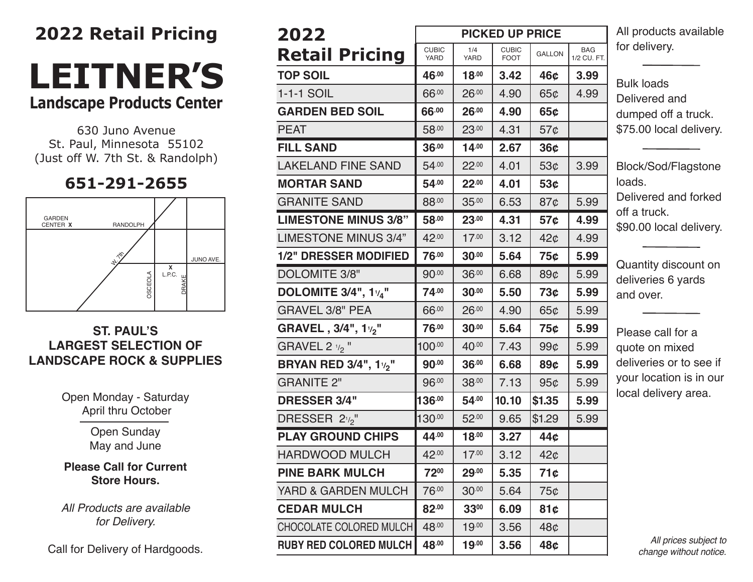# 2022 Retail Pricing

# LEITNER'S

## Landscape Products Center

630 Juno Avenue
St. Paul, Minnesota 55102
(Just off W. 7th St. & Randolph)

## 651-291-2655

GARDEN CENTER X — RANDOLPH — W. 7th — OSCEOLA — X L.P.C. — DRAKE — JUNO AVE.

**ST. PAUL'S LARGEST SELECTION OF LANDSCAPE ROCK & SUPPLIES**

Open Monday - Saturday
April thru October

Open Sunday
May and June

**Please Call for Current Store Hours.**

*All Products are available for Delivery.*

Call for Delivery of Hardgoods.

## 2022 Retail Pricing

| | PICKED UP PRICE | | | | |
|---|---|---|---|---|---|
| | CUBIC YARD | 1/4 YARD | CUBIC FOOT | GALLON | BAG 1/2 CU. FT. |
| **TOP SOIL** | **46.00** | **18.00** | **3.42** | **46¢** | **3.99** |
| 1-1-1 SOIL | 66.00 | 26.00 | 4.90 | 65¢ | 4.99 |
| **GARDEN BED SOIL** | **66.00** | **26.00** | **4.90** | **65¢** | |
| PEAT | 58.00 | 23.00 | 4.31 | 57¢ | |
| **FILL SAND** | **36.00** | **14.00** | **2.67** | **36¢** | |
| LAKELAND FINE SAND | 54.00 | 22.00 | 4.01 | 53¢ | 3.99 |
| **MORTAR SAND** | **54.00** | **22.00** | **4.01** | **53¢** | |
| GRANITE SAND | 88.00 | 35.00 | 6.53 | 87¢ | 5.99 |
| **LIMESTONE MINUS 3/8"** | **58.00** | **23.00** | **4.31** | **57¢** | **4.99** |
| LIMESTONE MINUS 3/4" | 42.00 | 17.00 | 3.12 | 42¢ | 4.99 |
| **1/2" DRESSER MODIFIED** | **76.00** | **30.00** | **5.64** | **75¢** | **5.99** |
| DOLOMITE 3/8" | 90.00 | 36.00 | 6.68 | 89¢ | 5.99 |
| **DOLOMITE 3/4", 1 1/4"** | **74.00** | **30.00** | **5.50** | **73¢** | **5.99** |
| GRAVEL 3/8" PEA | 66.00 | 26.00 | 4.90 | 65¢ | 5.99 |
| **GRAVEL , 3/4", 1 1/2"** | **76.00** | **30.00** | **5.64** | **75¢** | **5.99** |
| GRAVEL 2 1/2 " | 100.00 | 40.00 | 7.43 | 99¢ | 5.99 |
| **BRYAN RED 3/4", 1 1/2"** | **90.00** | **36.00** | **6.68** | **89¢** | **5.99** |
| GRANITE 2" | 96.00 | 38.00 | 7.13 | 95¢ | 5.99 |
| **DRESSER 3/4"** | **136.00** | **54.00** | **10.10** | **$1.35** | **5.99** |
| DRESSER 2 1/2" | 130.00 | 52.00 | 9.65 | $1.29 | 5.99 |
| **PLAY GROUND CHIPS** | **44.00** | **18.00** | **3.27** | **44¢** | |
| HARDWOOD MULCH | 42.00 | 17.00 | 3.12 | 42¢ | |
| **PINE BARK MULCH** | **72.00** | **29.00** | **5.35** | **71¢** | |
| YARD & GARDEN MULCH | 76.00 | 30.00 | 5.64 | 75¢ | |
| **CEDAR MULCH** | **82.00** | **33.00** | **6.09** | **81¢** | |
| CHOCOLATE COLORED MULCH | 48.00 | 19.00 | 3.56 | 48¢ | |
| **RUBY RED COLORED MULCH** | **48.00** | **19.00** | **3.56** | **48¢** | |

All products available for delivery.

---

Bulk loads
Delivered and dumped off a truck.
$75.00 local delivery.

---

Block/Sod/Flagstone loads.
Delivered and forked off a truck.
$90.00 local delivery.

---

Quantity discount on deliveries 6 yards and over.

---

Please call for a quote on mixed deliveries or to see if your location is in our local delivery area.

*All prices subject to change without notice.*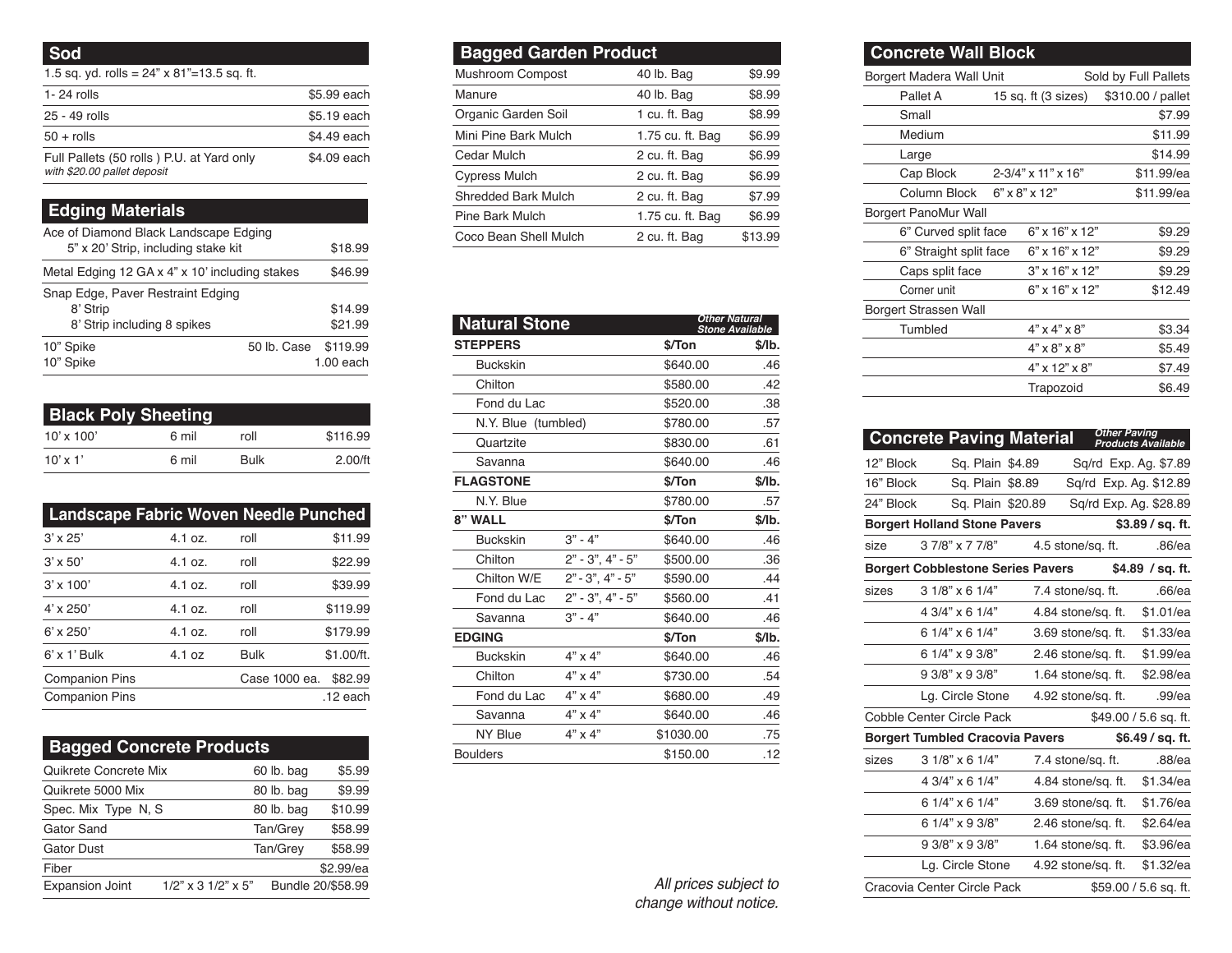## Sod

| | |
|---|---|
| 1.5 sq. yd. rolls = 24" x 81"=13.5 sq. ft. | |
| 1- 24 rolls | $5.99 each |
| 25 - 49 rolls | $5.19 each |
| 50 + rolls | $4.49 each |
| Full Pallets (50 rolls ) P.U. at Yard only *with $20.00 pallet deposit* | $4.09 each |

## Edging Materials

| | | |
|---|---|---|
| Ace of Diamond Black Landscape Edging 5" x 20' Strip, including stake kit | | $18.99 |
| Metal Edging 12 GA x 4" x 10' including stakes | | $46.99 |
| Snap Edge, Paver Restraint Edging | | |
| 8' Strip | | $14.99 |
| 8' Strip including 8 spikes | | $21.99 |
| 10" Spike | 50 lb. Case | $119.99 |
| 10" Spike | | 1.00 each |

## Black Poly Sheeting

| | | | |
|---|---|---|---|
| 10' x 100' | 6 mil | roll | $116.99 |
| 10' x 1' | 6 mil | Bulk | 2.00/ft |

## Landscape Fabric Woven Needle Punched

| | | | |
|---|---|---|---|
| 3' x 25' | 4.1 oz. | roll | $11.99 |
| 3' x 50' | 4.1 oz. | roll | $22.99 |
| 3' x 100' | 4.1 oz. | roll | $39.99 |
| 4' x 250' | 4.1 oz. | roll | $119.99 |
| 6' x 250' | 4.1 oz. | roll | $179.99 |
| 6' x 1' Bulk | 4.1 oz | Bulk | $1.00/ft. |
| Companion Pins | | Case 1000 ea. | $82.99 |
| Companion Pins | | | .12 each |

## Bagged Concrete Products

| | | |
|---|---|---|
| Quikrete Concrete Mix | 60 lb. bag | $5.99 |
| Quikrete 5000 Mix | 80 lb. bag | $9.99 |
| Spec. Mix Type N, S | 80 lb. bag | $10.99 |
| Gator Sand | Tan/Grey | $58.99 |
| Gator Dust | Tan/Grey | $58.99 |
| Fiber | | $2.99/ea |
| Expansion Joint | 1/2" x 3 1/2" x 5" | Bundle 20/$58.99 |

## Bagged Garden Product

| | | |
|---|---|---|
| Mushroom Compost | 40 lb. Bag | $9.99 |
| Manure | 40 lb. Bag | $8.99 |
| Organic Garden Soil | 1 cu. ft. Bag | $8.99 |
| Mini Pine Bark Mulch | 1.75 cu. ft. Bag | $6.99 |
| Cedar Mulch | 2 cu. ft. Bag | $6.99 |
| Cypress Mulch | 2 cu. ft. Bag | $6.99 |
| Shredded Bark Mulch | 2 cu. ft. Bag | $7.99 |
| Pine Bark Mulch | 1.75 cu. ft. Bag | $6.99 |
| Coco Bean Shell Mulch | 2 cu. ft. Bag | $13.99 |

## Natural Stone

*Other Natural Stone Available*

| | | | |
|---|---|---|---|
| **STEPPERS** | | **$/Ton** | **$/lb.** |
| Buckskin | | $640.00 | .46 |
| Chilton | | $580.00 | .42 |
| Fond du Lac | | $520.00 | .38 |
| N.Y. Blue (tumbled) | | $780.00 | .57 |
| Quartzite | | $830.00 | .61 |
| Savanna | | $640.00 | .46 |
| **FLAGSTONE** | | **$/Ton** | **$/lb.** |
| N.Y. Blue | | $780.00 | .57 |
| **8" WALL** | | **$/Ton** | **$/lb.** |
| Buckskin | 3" - 4" | $640.00 | .46 |
| Chilton | 2" - 3", 4" - 5" | $500.00 | .36 |
| Chilton W/E | 2" - 3", 4" - 5" | $590.00 | .44 |
| Fond du Lac | 2" - 3", 4" - 5" | $560.00 | .41 |
| Savanna | 3" - 4" | $640.00 | .46 |
| **EDGING** | | **$/Ton** | **$/lb.** |
| Buckskin | 4" x 4" | $640.00 | .46 |
| Chilton | 4" x 4" | $730.00 | .54 |
| Fond du Lac | 4" x 4" | $680.00 | .49 |
| Savanna | 4" x 4" | $640.00 | .46 |
| NY Blue | 4" x 4" | $1030.00 | .75 |
| Boulders | | $150.00 | .12 |

*All prices subject to change without notice.*

## Concrete Wall Block

| | | |
|---|---|---|
| Borgert Madera Wall Unit | | Sold by Full Pallets |
| Pallet A | 15 sq. ft (3 sizes) | $310.00 / pallet |
| Small | | $7.99 |
| Medium | | $11.99 |
| Large | | $14.99 |
| Cap Block | 2-3/4" x 11" x 16" | $11.99/ea |
| Column Block | 6" x 8" x 12" | $11.99/ea |
| Borgert PanoMur Wall | | |
| 6" Curved split face | 6" x 16" x 12" | $9.29 |
| 6" Straight split face | 6" x 16" x 12" | $9.29 |
| Caps split face | 3" x 16" x 12" | $9.29 |
| Corner unit | 6" x 16" x 12" | $12.49 |
| Borgert Strassen Wall | | |
| Tumbled | 4" x 4" x 8" | $3.34 |
| | 4" x 8" x 8" | $5.49 |
| | 4" x 12" x 8" | $7.49 |
| | Trapozoid | $6.49 |

## Concrete Paving Material

*Other Paving Products Available*

| | | | |
|---|---|---|---|
| 12" Block | Sq. Plain $4.89 | | Sq/rd Exp. Ag. $7.89 |
| 16" Block | Sq. Plain $8.89 | | Sq/rd Exp. Ag. $12.89 |
| 24" Block | Sq. Plain $20.89 | | Sq/rd Exp. Ag. $28.89 |
| **Borgert Holland Stone Pavers** | | | **$3.89 / sq. ft.** |
| size | 3 7/8" x 7 7/8" | 4.5 stone/sq. ft. | .86/ea |
| **Borgert Cobblestone Series Pavers** | | | **$4.89 / sq. ft.** |
| sizes | 3 1/8" x 6 1/4" | 7.4 stone/sq. ft. | .66/ea |
| | 4 3/4" x 6 1/4" | 4.84 stone/sq. ft. | $1.01/ea |
| | 6 1/4" x 6 1/4" | 3.69 stone/sq. ft. | $1.33/ea |
| | 6 1/4" x 9 3/8" | 2.46 stone/sq. ft. | $1.99/ea |
| | 9 3/8" x 9 3/8" | 1.64 stone/sq. ft. | $2.98/ea |
| | Lg. Circle Stone | 4.92 stone/sq. ft. | .99/ea |
| Cobble Center Circle Pack | | | $49.00 / 5.6 sq. ft. |
| **Borgert Tumbled Cracovia Pavers** | | | **$6.49 / sq. ft.** |
| sizes | 3 1/8" x 6 1/4" | 7.4 stone/sq. ft. | .88/ea |
| | 4 3/4" x 6 1/4" | 4.84 stone/sq. ft. | $1.34/ea |
| | 6 1/4" x 6 1/4" | 3.69 stone/sq. ft. | $1.76/ea |
| | 6 1/4" x 9 3/8" | 2.46 stone/sq. ft. | $2.64/ea |
| | 9 3/8" x 9 3/8" | 1.64 stone/sq. ft. | $3.96/ea |
| | Lg. Circle Stone | 4.92 stone/sq. ft. | $1.32/ea |
| Cracovia Center Circle Pack | | | $59.00 / 5.6 sq. ft. |